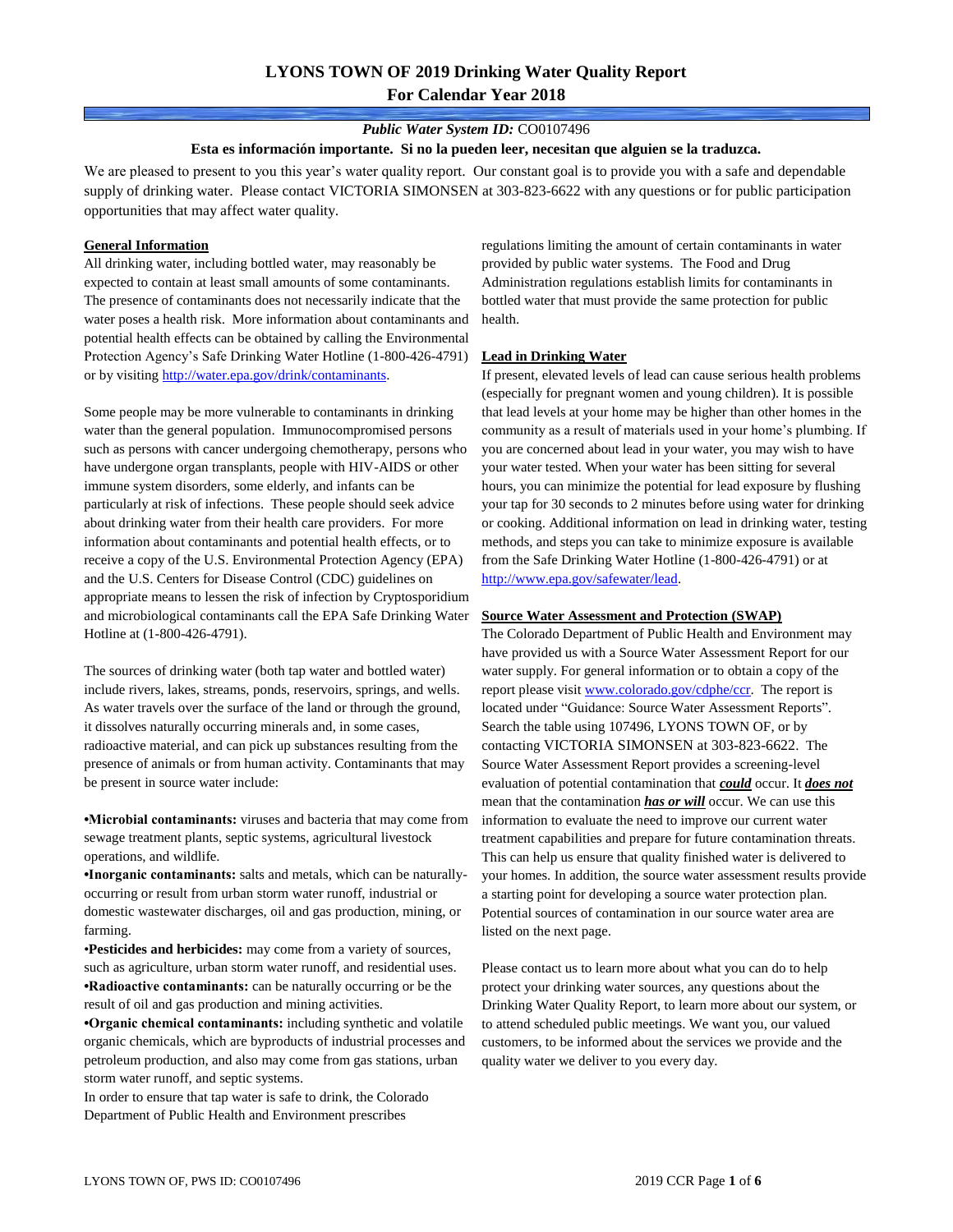# LYONS TOWN OF 2019 Drinking Water Quality Report
## For Calendar Year 2018

***Public Water System ID:*** CO0107496

**Esta es información importante. Si no la pueden leer, necesitan que alguien se la traduzca.**

We are pleased to present to you this year's water quality report. Our constant goal is to provide you with a safe and dependable supply of drinking water. Please contact VICTORIA SIMONSEN at 303-823-6622 with any questions or for public participation opportunities that may affect water quality.

### General Information

All drinking water, including bottled water, may reasonably be expected to contain at least small amounts of some contaminants. The presence of contaminants does not necessarily indicate that the water poses a health risk. More information about contaminants and potential health effects can be obtained by calling the Environmental Protection Agency's Safe Drinking Water Hotline (1-800-426-4791) or by visiting http://water.epa.gov/drink/contaminants.

Some people may be more vulnerable to contaminants in drinking water than the general population. Immunocompromised persons such as persons with cancer undergoing chemotherapy, persons who have undergone organ transplants, people with HIV-AIDS or other immune system disorders, some elderly, and infants can be particularly at risk of infections. These people should seek advice about drinking water from their health care providers. For more information about contaminants and potential health effects, or to receive a copy of the U.S. Environmental Protection Agency (EPA) and the U.S. Centers for Disease Control (CDC) guidelines on appropriate means to lessen the risk of infection by Cryptosporidium and microbiological contaminants call the EPA Safe Drinking Water Hotline at (1-800-426-4791).

The sources of drinking water (both tap water and bottled water) include rivers, lakes, streams, ponds, reservoirs, springs, and wells. As water travels over the surface of the land or through the ground, it dissolves naturally occurring minerals and, in some cases, radioactive material, and can pick up substances resulting from the presence of animals or from human activity. Contaminants that may be present in source water include:

- **Microbial contaminants:** viruses and bacteria that may come from sewage treatment plants, septic systems, agricultural livestock operations, and wildlife.
- **Inorganic contaminants:** salts and metals, which can be naturally-occurring or result from urban storm water runoff, industrial or domestic wastewater discharges, oil and gas production, mining, or farming.
- **Pesticides and herbicides:** may come from a variety of sources, such as agriculture, urban storm water runoff, and residential uses.
- **Radioactive contaminants:** can be naturally occurring or be the result of oil and gas production and mining activities.
- **Organic chemical contaminants:** including synthetic and volatile organic chemicals, which are byproducts of industrial processes and petroleum production, and also may come from gas stations, urban storm water runoff, and septic systems.

In order to ensure that tap water is safe to drink, the Colorado Department of Public Health and Environment prescribes regulations limiting the amount of certain contaminants in water provided by public water systems. The Food and Drug Administration regulations establish limits for contaminants in bottled water that must provide the same protection for public health.

### Lead in Drinking Water

If present, elevated levels of lead can cause serious health problems (especially for pregnant women and young children). It is possible that lead levels at your home may be higher than other homes in the community as a result of materials used in your home's plumbing. If you are concerned about lead in your water, you may wish to have your water tested. When your water has been sitting for several hours, you can minimize the potential for lead exposure by flushing your tap for 30 seconds to 2 minutes before using water for drinking or cooking. Additional information on lead in drinking water, testing methods, and steps you can take to minimize exposure is available from the Safe Drinking Water Hotline (1-800-426-4791) or at http://www.epa.gov/safewater/lead.

### Source Water Assessment and Protection (SWAP)

The Colorado Department of Public Health and Environment may have provided us with a Source Water Assessment Report for our water supply. For general information or to obtain a copy of the report please visit www.colorado.gov/cdphe/ccr. The report is located under "Guidance: Source Water Assessment Reports". Search the table using 107496, LYONS TOWN OF, or by contacting VICTORIA SIMONSEN at 303-823-6622. The Source Water Assessment Report provides a screening-level evaluation of potential contamination that ***could*** occur. It ***does not*** mean that the contamination ***has or will*** occur. We can use this information to evaluate the need to improve our current water treatment capabilities and prepare for future contamination threats. This can help us ensure that quality finished water is delivered to your homes. In addition, the source water assessment results provide a starting point for developing a source water protection plan. Potential sources of contamination in our source water area are listed on the next page.

Please contact us to learn more about what you can do to help protect your drinking water sources, any questions about the Drinking Water Quality Report, to learn more about our system, or to attend scheduled public meetings. We want you, our valued customers, to be informed about the services we provide and the quality water we deliver to you every day.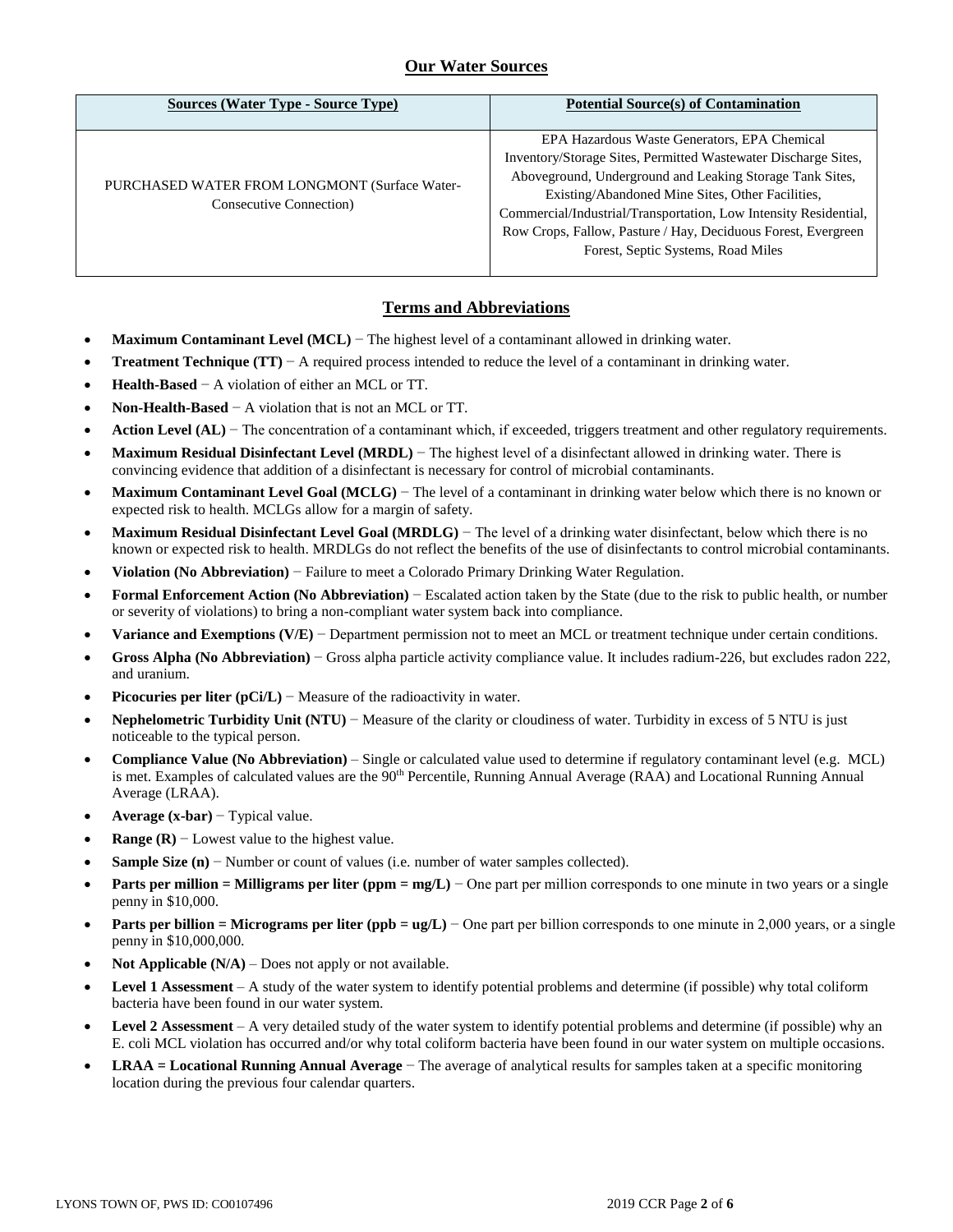## Our Water Sources

| Sources (Water Type - Source Type) | Potential Source(s) of Contamination |
|---|---|
| PURCHASED WATER FROM LONGMONT (Surface Water-Consecutive Connection) | EPA Hazardous Waste Generators, EPA Chemical Inventory/Storage Sites, Permitted Wastewater Discharge Sites, Aboveground, Underground and Leaking Storage Tank Sites, Existing/Abandoned Mine Sites, Other Facilities, Commercial/Industrial/Transportation, Low Intensity Residential, Row Crops, Fallow, Pasture / Hay, Deciduous Forest, Evergreen Forest, Septic Systems, Road Miles |

## Terms and Abbreviations

- **Maximum Contaminant Level (MCL)** − The highest level of a contaminant allowed in drinking water.
- **Treatment Technique (TT)** − A required process intended to reduce the level of a contaminant in drinking water.
- **Health-Based** − A violation of either an MCL or TT.
- **Non-Health-Based** − A violation that is not an MCL or TT.
- **Action Level (AL)** − The concentration of a contaminant which, if exceeded, triggers treatment and other regulatory requirements.
- **Maximum Residual Disinfectant Level (MRDL)** − The highest level of a disinfectant allowed in drinking water. There is convincing evidence that addition of a disinfectant is necessary for control of microbial contaminants.
- **Maximum Contaminant Level Goal (MCLG)** − The level of a contaminant in drinking water below which there is no known or expected risk to health. MCLGs allow for a margin of safety.
- **Maximum Residual Disinfectant Level Goal (MRDLG)** − The level of a drinking water disinfectant, below which there is no known or expected risk to health. MRDLGs do not reflect the benefits of the use of disinfectants to control microbial contaminants.
- **Violation (No Abbreviation)** − Failure to meet a Colorado Primary Drinking Water Regulation.
- **Formal Enforcement Action (No Abbreviation)** − Escalated action taken by the State (due to the risk to public health, or number or severity of violations) to bring a non-compliant water system back into compliance.
- **Variance and Exemptions (V/E)** − Department permission not to meet an MCL or treatment technique under certain conditions.
- **Gross Alpha (No Abbreviation)** − Gross alpha particle activity compliance value. It includes radium-226, but excludes radon 222, and uranium.
- **Picocuries per liter (pCi/L)** − Measure of the radioactivity in water.
- **Nephelometric Turbidity Unit (NTU)** − Measure of the clarity or cloudiness of water. Turbidity in excess of 5 NTU is just noticeable to the typical person.
- **Compliance Value (No Abbreviation)** – Single or calculated value used to determine if regulatory contaminant level (e.g. MCL) is met. Examples of calculated values are the 90th Percentile, Running Annual Average (RAA) and Locational Running Annual Average (LRAA).
- **Average (x-bar)** − Typical value.
- **Range (R)** − Lowest value to the highest value.
- **Sample Size (n)** − Number or count of values (i.e. number of water samples collected).
- **Parts per million = Milligrams per liter (ppm = mg/L)** − One part per million corresponds to one minute in two years or a single penny in $10,000.
- **Parts per billion = Micrograms per liter (ppb = ug/L)** − One part per billion corresponds to one minute in 2,000 years, or a single penny in $10,000,000.
- **Not Applicable (N/A)** – Does not apply or not available.
- **Level 1 Assessment** – A study of the water system to identify potential problems and determine (if possible) why total coliform bacteria have been found in our water system.
- **Level 2 Assessment** – A very detailed study of the water system to identify potential problems and determine (if possible) why an E. coli MCL violation has occurred and/or why total coliform bacteria have been found in our water system on multiple occasions.
- **LRAA = Locational Running Annual Average** − The average of analytical results for samples taken at a specific monitoring location during the previous four calendar quarters.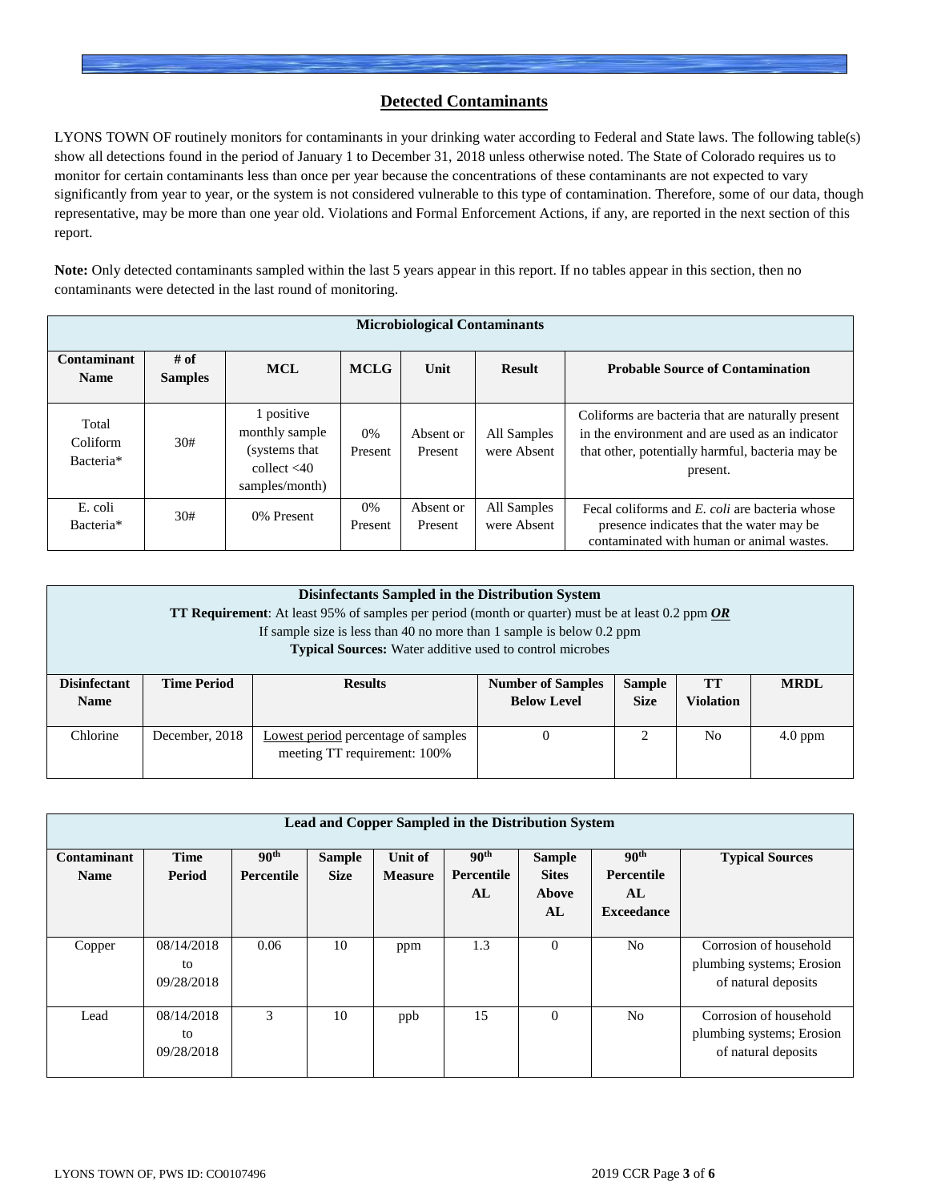## Detected Contaminants

LYONS TOWN OF routinely monitors for contaminants in your drinking water according to Federal and State laws. The following table(s) show all detections found in the period of January 1 to December 31, 2018 unless otherwise noted. The State of Colorado requires us to monitor for certain contaminants less than once per year because the concentrations of these contaminants are not expected to vary significantly from year to year, or the system is not considered vulnerable to this type of contamination. Therefore, some of our data, though representative, may be more than one year old. Violations and Formal Enforcement Actions, if any, are reported in the next section of this report.

**Note:** Only detected contaminants sampled within the last 5 years appear in this report. If no tables appear in this section, then no contaminants were detected in the last round of monitoring.

| **Microbiological Contaminants** | | | | | | |
|---|---|---|---|---|---|---|
| **Contaminant Name** | **# of Samples** | **MCL** | **MCLG** | **Unit** | **Result** | **Probable Source of Contamination** |
| Total Coliform Bacteria* | 30# | 1 positive monthly sample (systems that collect <40 samples/month) | 0% Present | Absent or Present | All Samples were Absent | Coliforms are bacteria that are naturally present in the environment and are used as an indicator that other, potentially harmful, bacteria may be present. |
| E. coli Bacteria* | 30# | 0% Present | 0% Present | Absent or Present | All Samples were Absent | Fecal coliforms and *E. coli* are bacteria whose presence indicates that the water may be contaminated with human or animal wastes. |

**Disinfectants Sampled in the Distribution System**
**TT Requirement**: At least 95% of samples per period (month or quarter) must be at least 0.2 ppm ***OR***
If sample size is less than 40 no more than 1 sample is below 0.2 ppm
**Typical Sources:** Water additive used to control microbes

| **Disinfectant Name** | **Time Period** | **Results** | **Number of Samples Below Level** | **Sample Size** | **TT Violation** | **MRDL** |
|---|---|---|---|---|---|---|
| Chlorine | December, 2018 | Lowest period percentage of samples meeting TT requirement: 100% | 0 | 2 | No | 4.0 ppm |

| **Lead and Copper Sampled in the Distribution System** | | | | | | | | |
|---|---|---|---|---|---|---|---|---|
| **Contaminant Name** | **Time Period** | **90th Percentile** | **Sample Size** | **Unit of Measure** | **90th Percentile AL** | **Sample Sites Above AL** | **90th Percentile AL Exceedance** | **Typical Sources** |
| Copper | 08/14/2018 to 09/28/2018 | 0.06 | 10 | ppm | 1.3 | 0 | No | Corrosion of household plumbing systems; Erosion of natural deposits |
| Lead | 08/14/2018 to 09/28/2018 | 3 | 10 | ppb | 15 | 0 | No | Corrosion of household plumbing systems; Erosion of natural deposits |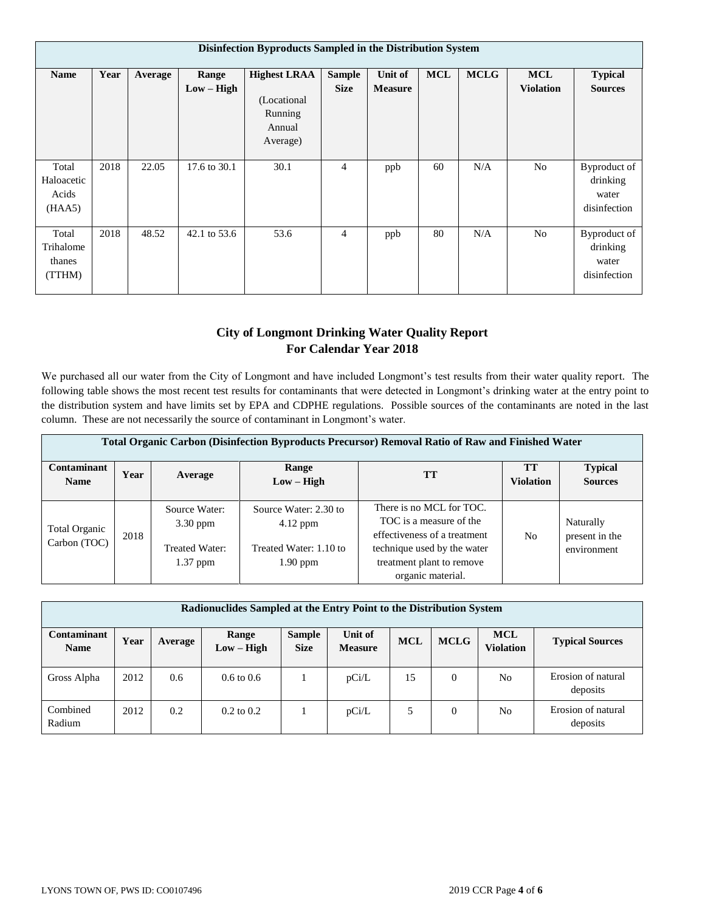| Disinfection Byproducts Sampled in the Distribution System | | | | | | | | | | |
|---|---|---|---|---|---|---|---|---|---|---|
| **Name** | **Year** | **Average** | **Range Low – High** | **Highest LRAA** (Locational Running Annual Average) | **Sample Size** | **Unit of Measure** | **MCL** | **MCLG** | **MCL Violation** | **Typical Sources** |
| Total Haloacetic Acids (HAA5) | 2018 | 22.05 | 17.6 to 30.1 | 30.1 | 4 | ppb | 60 | N/A | No | Byproduct of drinking water disinfection |
| Total Trihalomethanes (TTHM) | 2018 | 48.52 | 42.1 to 53.6 | 53.6 | 4 | ppb | 80 | N/A | No | Byproduct of drinking water disinfection |

## City of Longmont Drinking Water Quality Report For Calendar Year 2018

We purchased all our water from the City of Longmont and have included Longmont's test results from their water quality report. The following table shows the most recent test results for contaminants that were detected in Longmont's drinking water at the entry point to the distribution system and have limits set by EPA and CDPHE regulations. Possible sources of the contaminants are noted in the last column. These are not necessarily the source of contaminant in Longmont's water.

| Total Organic Carbon (Disinfection Byproducts Precursor) Removal Ratio of Raw and Finished Water | | | | | | |
|---|---|---|---|---|---|---|
| **Contaminant Name** | **Year** | **Average** | **Range Low – High** | **TT** | **TT Violation** | **Typical Sources** |
| Total Organic Carbon (TOC) | 2018 | Source Water: 3.30 ppm<br>Treated Water: 1.37 ppm | Source Water: 2.30 to 4.12 ppm<br>Treated Water: 1.10 to 1.90 ppm | There is no MCL for TOC. TOC is a measure of the effectiveness of a treatment technique used by the water treatment plant to remove organic material. | No | Naturally present in the environment |

| Radionuclides Sampled at the Entry Point to the Distribution System | | | | | | | | | |
|---|---|---|---|---|---|---|---|---|---|
| **Contaminant Name** | **Year** | **Average** | **Range Low – High** | **Sample Size** | **Unit of Measure** | **MCL** | **MCLG** | **MCL Violation** | **Typical Sources** |
| Gross Alpha | 2012 | 0.6 | 0.6 to 0.6 | 1 | pCi/L | 15 | 0 | No | Erosion of natural deposits |
| Combined Radium | 2012 | 0.2 | 0.2 to 0.2 | 1 | pCi/L | 5 | 0 | No | Erosion of natural deposits |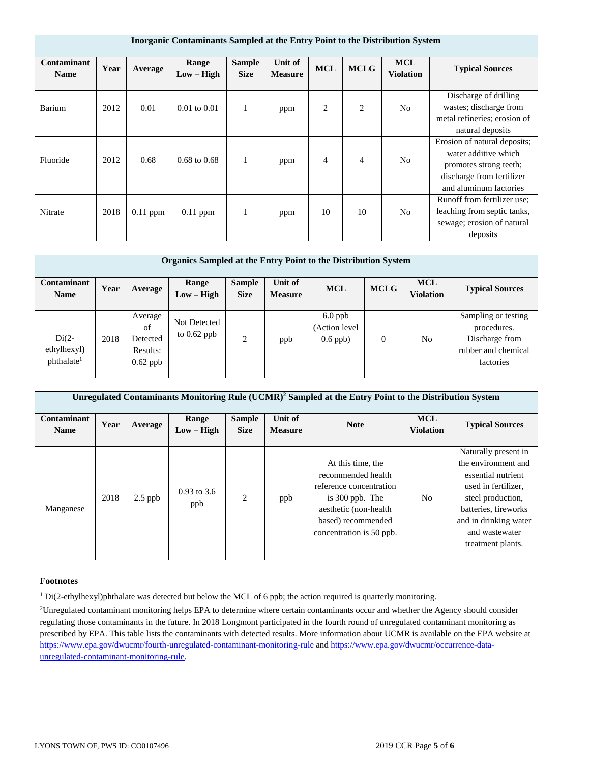| Inorganic Contaminants Sampled at the Entry Point to the Distribution System | | | | | | | | | |
|---|---|---|---|---|---|---|---|---|---|
| **Contaminant Name** | **Year** | **Average** | **Range Low – High** | **Sample Size** | **Unit of Measure** | **MCL** | **MCLG** | **MCL Violation** | **Typical Sources** |
| Barium | 2012 | 0.01 | 0.01 to 0.01 | 1 | ppm | 2 | 2 | No | Discharge of drilling wastes; discharge from metal refineries; erosion of natural deposits |
| Fluoride | 2012 | 0.68 | 0.68 to 0.68 | 1 | ppm | 4 | 4 | No | Erosion of natural deposits; water additive which promotes strong teeth; discharge from fertilizer and aluminum factories |
| Nitrate | 2018 | 0.11 ppm | 0.11 ppm | 1 | ppm | 10 | 10 | No | Runoff from fertilizer use; leaching from septic tanks, sewage; erosion of natural deposits |

| Organics Sampled at the Entry Point to the Distribution System | | | | | | | | | |
|---|---|---|---|---|---|---|---|---|---|
| **Contaminant Name** | **Year** | **Average** | **Range Low – High** | **Sample Size** | **Unit of Measure** | **MCL** | **MCLG** | **MCL Violation** | **Typical Sources** |
| Di(2-ethylhexyl) phthalate[1] | 2018 | Average of Detected Results: 0.62 ppb | Not Detected to 0.62 ppb | 2 | ppb | 6.0 ppb (Action level 0.6 ppb) | 0 | No | Sampling or testing procedures. Discharge from rubber and chemical factories |

| Unregulated Contaminants Monitoring Rule (UCMR)[2] Sampled at the Entry Point to the Distribution System | | | | | | | | |
|---|---|---|---|---|---|---|---|---|
| **Contaminant Name** | **Year** | **Average** | **Range Low – High** | **Sample Size** | **Unit of Measure** | **Note** | **MCL Violation** | **Typical Sources** |
| Manganese | 2018 | 2.5 ppb | 0.93 to 3.6 ppb | 2 | ppb | At this time, the recommended health reference concentration is 300 ppb. The aesthetic (non-health based) recommended concentration is 50 ppb. | No | Naturally present in the environment and essential nutrient used in fertilizer, steel production, batteries, fireworks and in drinking water and wastewater treatment plants. |

**Footnotes**

[1] Di(2-ethylhexyl)phthalate was detected but below the MCL of 6 ppb; the action required is quarterly monitoring.

[2] Unregulated contaminant monitoring helps EPA to determine where certain contaminants occur and whether the Agency should consider regulating those contaminants in the future. In 2018 Longmont participated in the fourth round of unregulated contaminant monitoring as prescribed by EPA. This table lists the contaminants with detected results. More information about UCMR is available on the EPA website at https://www.epa.gov/dwucmr/fourth-unregulated-contaminant-monitoring-rule and https://www.epa.gov/dwucmr/occurrence-data-unregulated-contaminant-monitoring-rule.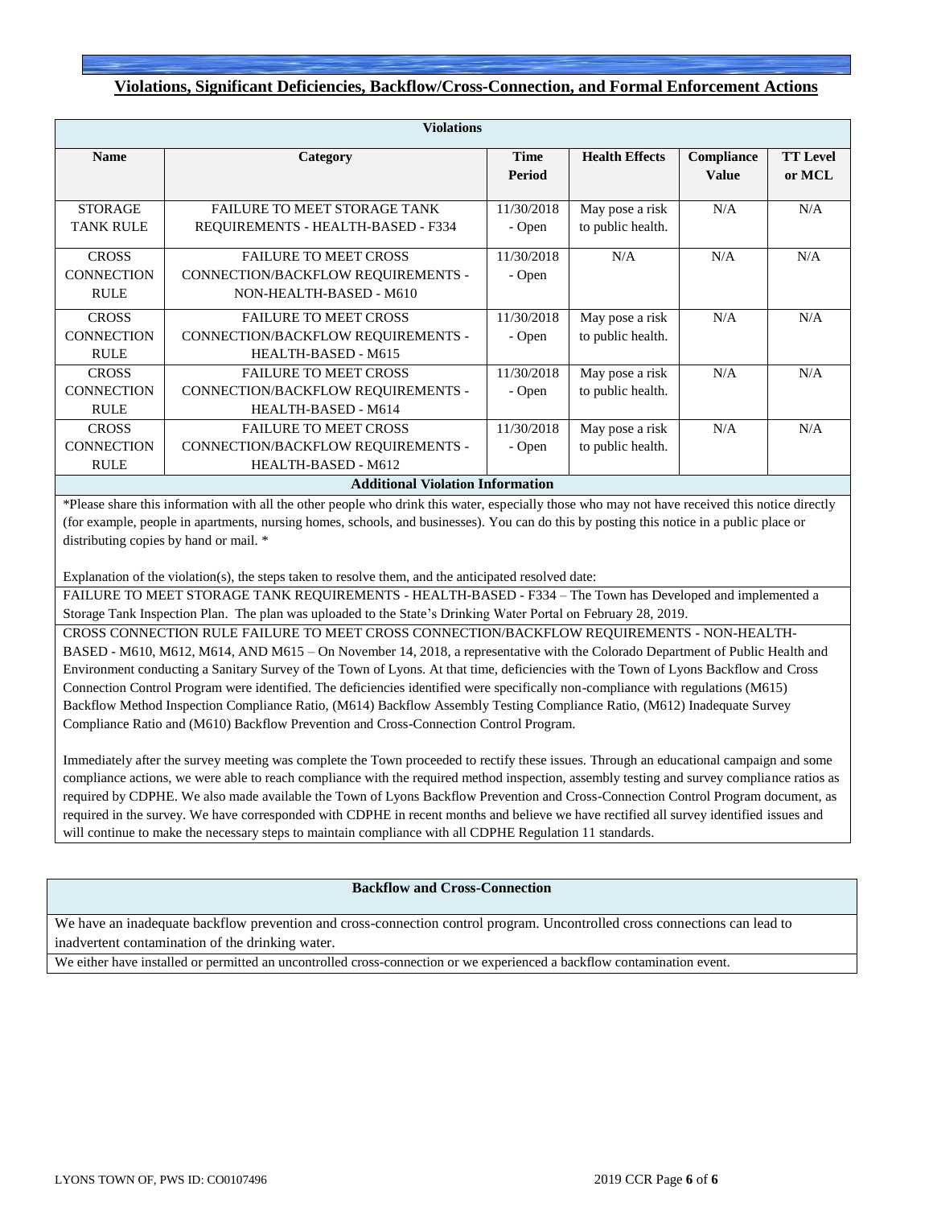## Violations, Significant Deficiencies, Backflow/Cross-Connection, and Formal Enforcement Actions

**Violations**

| Name | Category | Time Period | Health Effects | Compliance Value | TT Level or MCL |
|---|---|---|---|---|---|
| STORAGE TANK RULE | FAILURE TO MEET STORAGE TANK REQUIREMENTS - HEALTH-BASED - F334 | 11/30/2018 - Open | May pose a risk to public health. | N/A | N/A |
| CROSS CONNECTION RULE | FAILURE TO MEET CROSS CONNECTION/BACKFLOW REQUIREMENTS - NON-HEALTH-BASED - M610 | 11/30/2018 - Open | N/A | N/A | N/A |
| CROSS CONNECTION RULE | FAILURE TO MEET CROSS CONNECTION/BACKFLOW REQUIREMENTS - HEALTH-BASED - M615 | 11/30/2018 - Open | May pose a risk to public health. | N/A | N/A |
| CROSS CONNECTION RULE | FAILURE TO MEET CROSS CONNECTION/BACKFLOW REQUIREMENTS - HEALTH-BASED - M614 | 11/30/2018 - Open | May pose a risk to public health. | N/A | N/A |
| CROSS CONNECTION RULE | FAILURE TO MEET CROSS CONNECTION/BACKFLOW REQUIREMENTS - HEALTH-BASED - M612 | 11/30/2018 - Open | May pose a risk to public health. | N/A | N/A |

**Additional Violation Information**

*Please share this information with all the other people who drink this water, especially those who may not have received this notice directly (for example, people in apartments, nursing homes, schools, and businesses). You can do this by posting this notice in a public place or distributing copies by hand or mail. *

Explanation of the violation(s), the steps taken to resolve them, and the anticipated resolved date:

FAILURE TO MEET STORAGE TANK REQUIREMENTS - HEALTH-BASED - F334 – The Town has Developed and implemented a Storage Tank Inspection Plan. The plan was uploaded to the State's Drinking Water Portal on February 28, 2019.

CROSS CONNECTION RULE FAILURE TO MEET CROSS CONNECTION/BACKFLOW REQUIREMENTS - NON-HEALTH-BASED - M610, M612, M614, AND M615 – On November 14, 2018, a representative with the Colorado Department of Public Health and Environment conducting a Sanitary Survey of the Town of Lyons. At that time, deficiencies with the Town of Lyons Backflow and Cross Connection Control Program were identified. The deficiencies identified were specifically non-compliance with regulations (M615) Backflow Method Inspection Compliance Ratio, (M614) Backflow Assembly Testing Compliance Ratio, (M612) Inadequate Survey Compliance Ratio and (M610) Backflow Prevention and Cross-Connection Control Program.

Immediately after the survey meeting was complete the Town proceeded to rectify these issues. Through an educational campaign and some compliance actions, we were able to reach compliance with the required method inspection, assembly testing and survey compliance ratios as required by CDPHE. We also made available the Town of Lyons Backflow Prevention and Cross-Connection Control Program document, as required in the survey. We have corresponded with CDPHE in recent months and believe we have rectified all survey identified issues and will continue to make the necessary steps to maintain compliance with all CDPHE Regulation 11 standards.

**Backflow and Cross-Connection**

We have an inadequate backflow prevention and cross-connection control program. Uncontrolled cross connections can lead to inadvertent contamination of the drinking water.

We either have installed or permitted an uncontrolled cross-connection or we experienced a backflow contamination event.